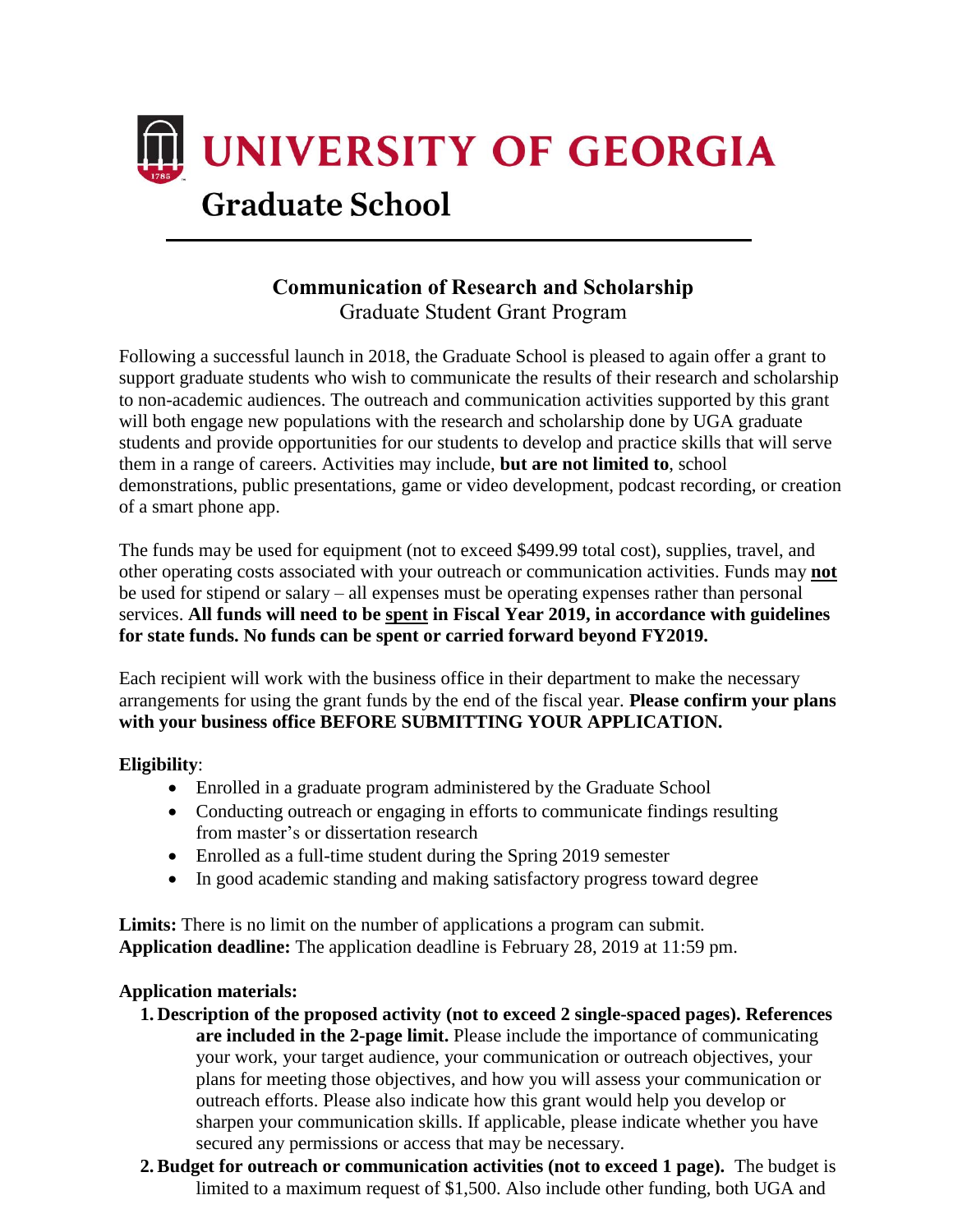# UNIVERSITY OF GEORGIA

## Graduate School

---

### Communication of Research and Scholarship

Graduate Student Grant Program

Following a successful launch in 2018, the Graduate School is pleased to again offer a grant to support graduate students who wish to communicate the results of their research and scholarship to non-academic audiences. The outreach and communication activities supported by this grant will both engage new populations with the research and scholarship done by UGA graduate students and provide opportunities for our students to develop and practice skills that will serve them in a range of careers. Activities may include, **but are not limited to**, school demonstrations, public presentations, game or video development, podcast recording, or creation of a smart phone app.

The funds may be used for equipment (not to exceed $499.99 total cost), supplies, travel, and other operating costs associated with your outreach or communication activities. Funds may **not** be used for stipend or salary – all expenses must be operating expenses rather than personal services. **All funds will need to be spent in Fiscal Year 2019, in accordance with guidelines for state funds. No funds can be spent or carried forward beyond FY2019.**

Each recipient will work with the business office in their department to make the necessary arrangements for using the grant funds by the end of the fiscal year. **Please confirm your plans with your business office BEFORE SUBMITTING YOUR APPLICATION.**

**Eligibility**:

- Enrolled in a graduate program administered by the Graduate School
- Conducting outreach or engaging in efforts to communicate findings resulting from master's or dissertation research
- Enrolled as a full-time student during the Spring 2019 semester
- In good academic standing and making satisfactory progress toward degree

**Limits:** There is no limit on the number of applications a program can submit.
**Application deadline:** The application deadline is February 28, 2019 at 11:59 pm.

**Application materials:**

1. **Description of the proposed activity (not to exceed 2 single-spaced pages). References are included in the 2-page limit.** Please include the importance of communicating your work, your target audience, your communication or outreach objectives, your plans for meeting those objectives, and how you will assess your communication or outreach efforts. Please also indicate how this grant would help you develop or sharpen your communication skills. If applicable, please indicate whether you have secured any permissions or access that may be necessary.
2. **Budget for outreach or communication activities (not to exceed 1 page).** The budget is limited to a maximum request of $1,500. Also include other funding, both UGA and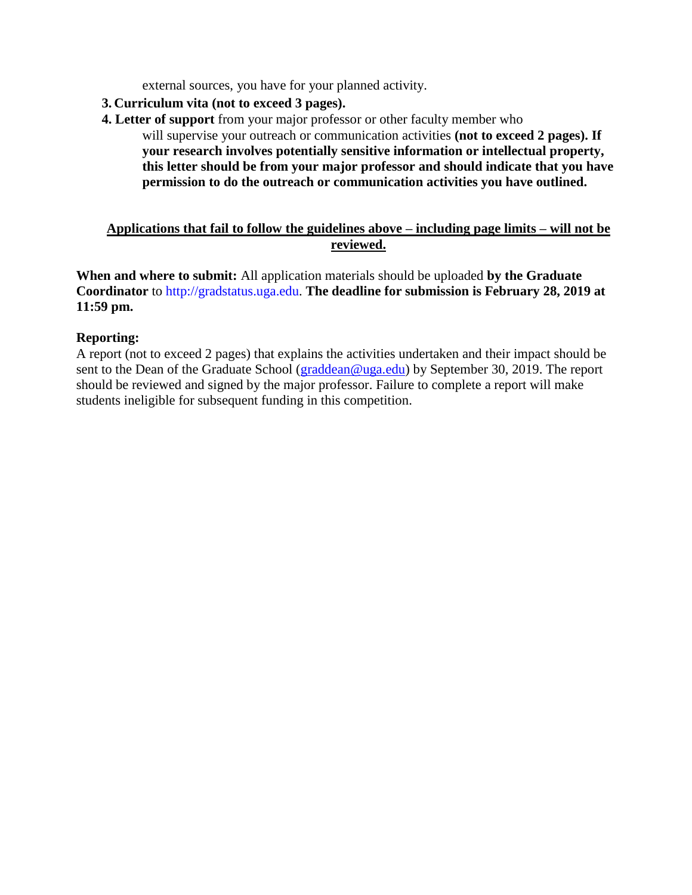external sources, you have for your planned activity.

3. **Curriculum vita (not to exceed 3 pages).**
4. **Letter of support** from your major professor or other faculty member who will supervise your outreach or communication activities **(not to exceed 2 pages). If your research involves potentially sensitive information or intellectual property, this letter should be from your major professor and should indicate that you have permission to do the outreach or communication activities you have outlined.**

**Applications that fail to follow the guidelines above – including page limits – will not be reviewed.**

**When and where to submit:** All application materials should be uploaded **by the Graduate Coordinator** to http://gradstatus.uga.edu. **The deadline for submission is February 28, 2019 at 11:59 pm.**

**Reporting:**

A report (not to exceed 2 pages) that explains the activities undertaken and their impact should be sent to the Dean of the Graduate School (graddean@uga.edu) by September 30, 2019. The report should be reviewed and signed by the major professor. Failure to complete a report will make students ineligible for subsequent funding in this competition.